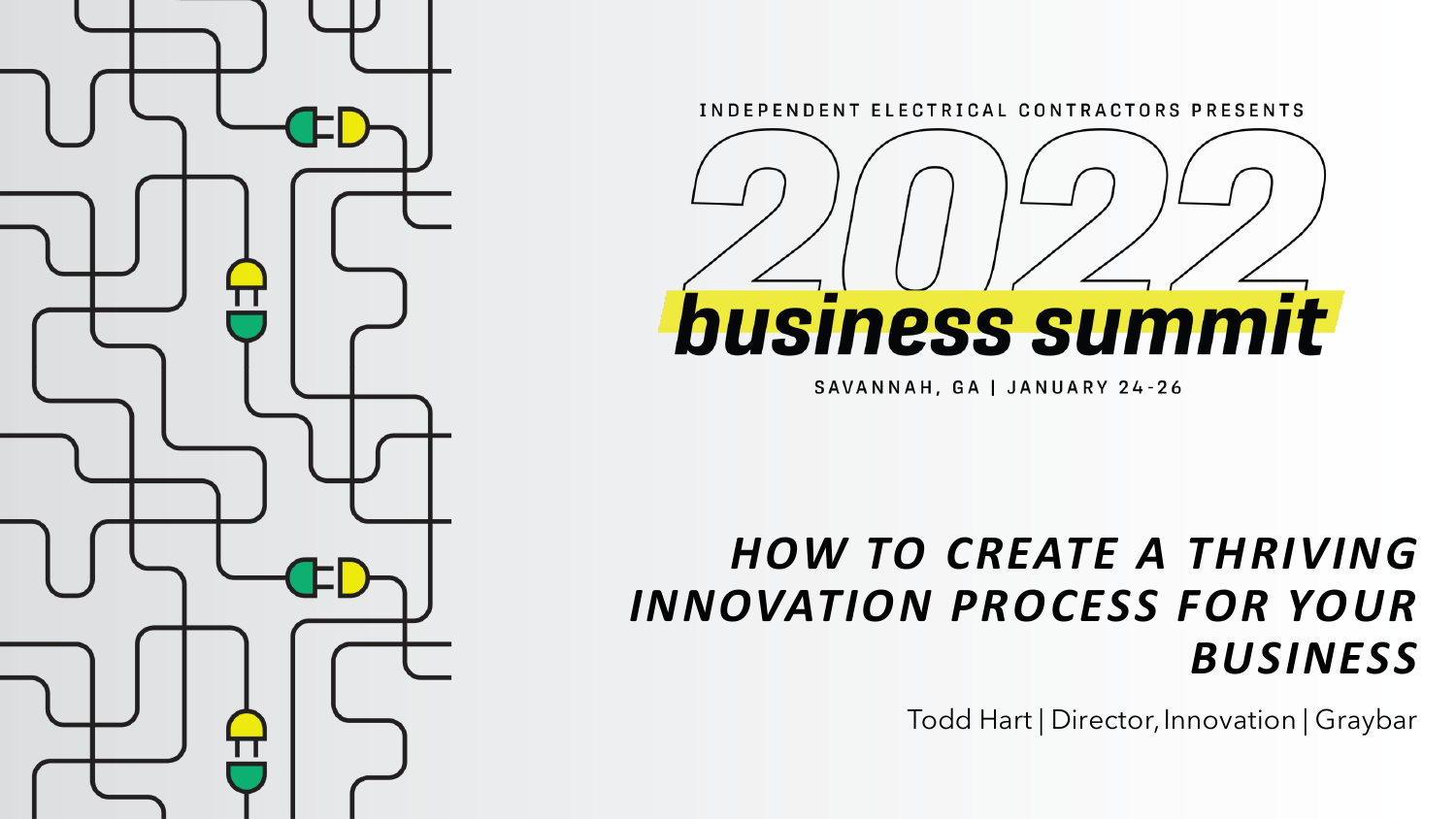INDEPENDENT ELECTRICAL CONTRACTORS PRESENTS

# 2022 business summit

SAVANNAH, GA | JANUARY 24-26

## *HOW TO CREATE A THRIVING INNOVATION PROCESS FOR YOUR BUSINESS*

Todd Hart | Director, Innovation | Graybar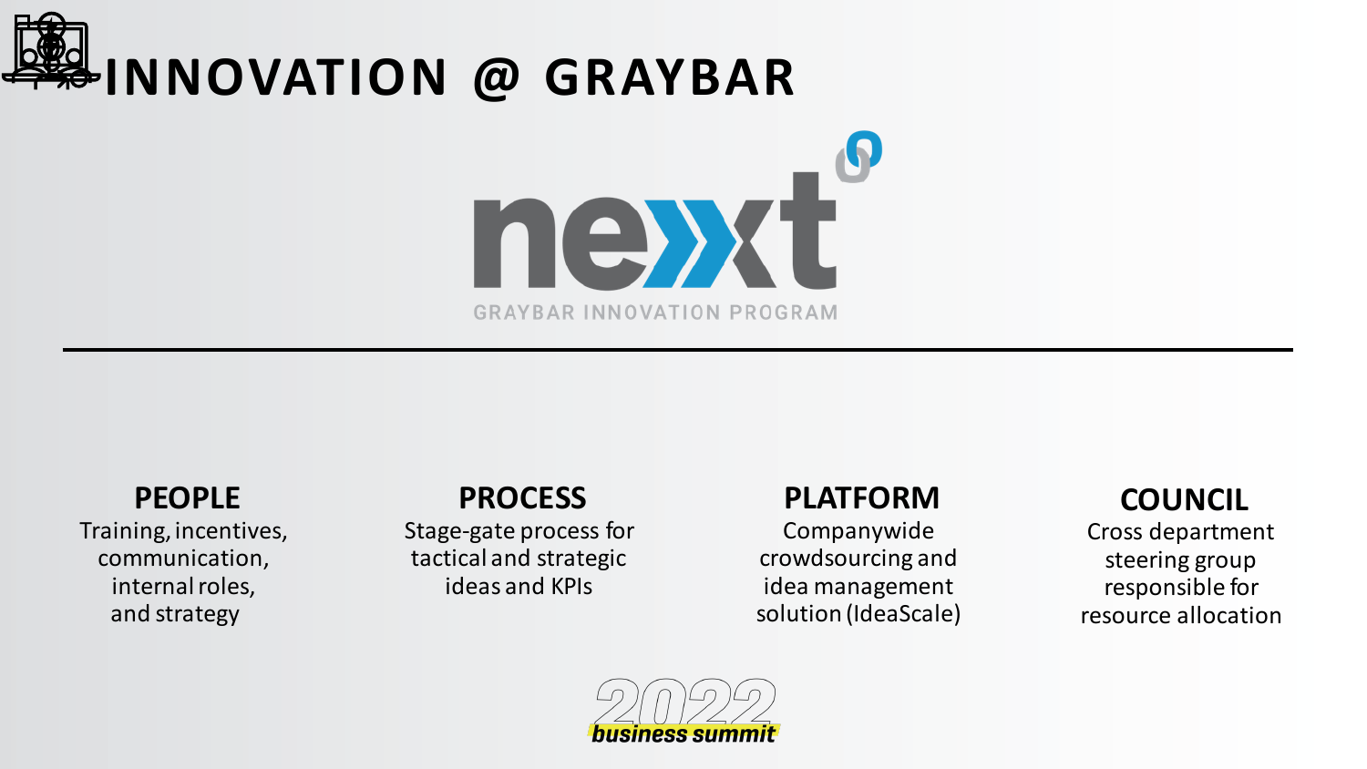# INNOVATION @ GRAYBAR

next

GRAYBAR INNOVATION PROGRAM

---

### PEOPLE
Training, incentives, communication, internal roles, and strategy

### PROCESS
Stage-gate process for tactical and strategic ideas and KPIs

### PLATFORM
Companywide crowdsourcing and idea management solution (IdeaScale)

### COUNCIL
Cross department steering group responsible for resource allocation

2022 business summit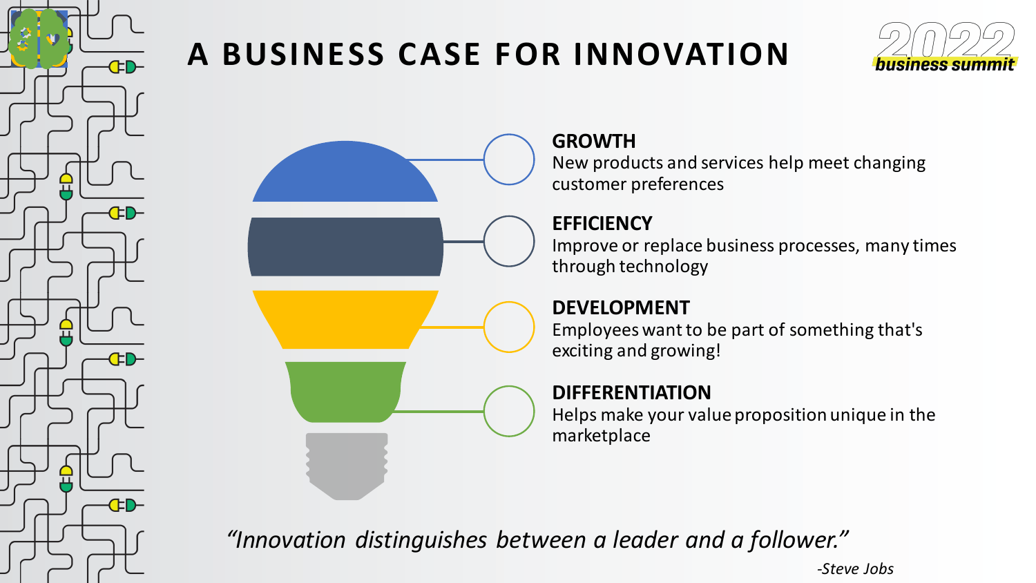# A BUSINESS CASE FOR INNOVATION

**GROWTH**
New products and services help meet changing customer preferences

**EFFICIENCY**
Improve or replace business processes, many times through technology

**DEVELOPMENT**
Employees want to be part of something that's exciting and growing!

**DIFFERENTIATION**
Helps make your value proposition unique in the marketplace

*"Innovation distinguishes between a leader and a follower."*

*-Steve Jobs*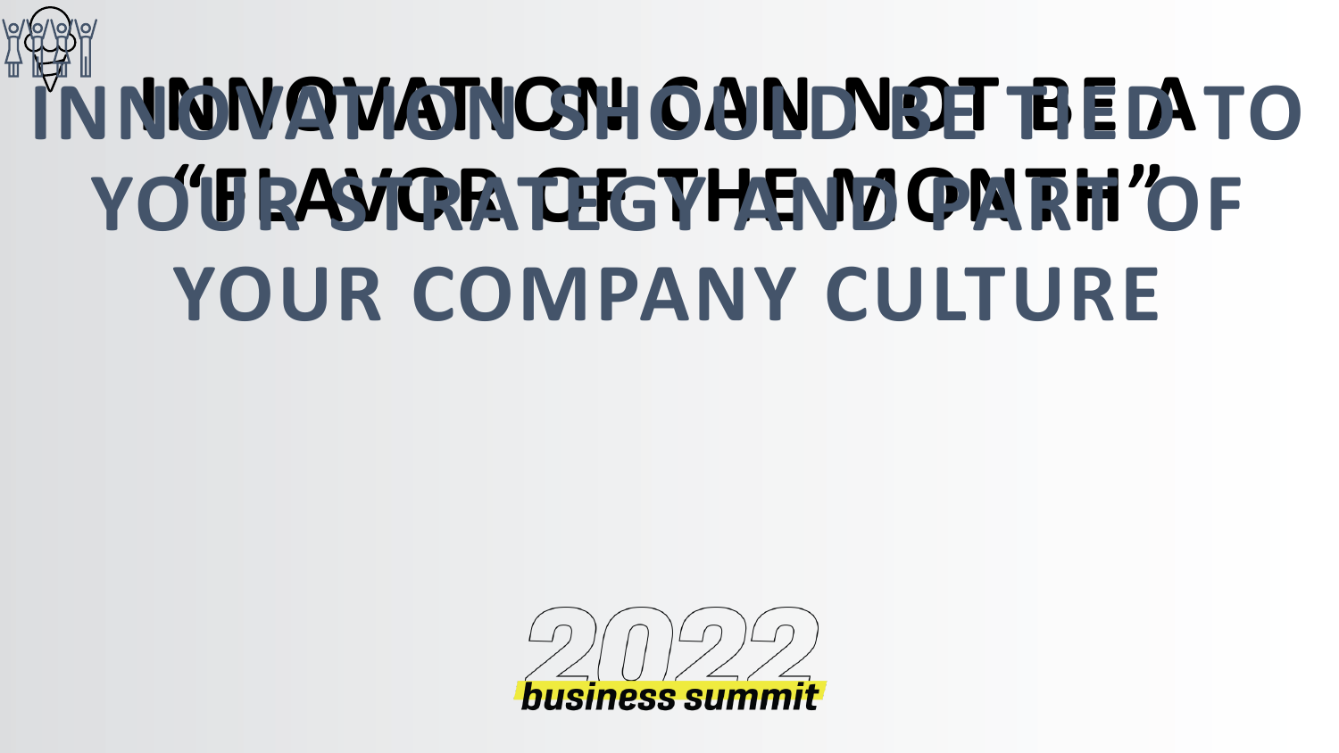# INNOVATION CAN NOT BE A "FLAVOR OF THE MONTH"

# INNOVATION SHOULD BE TIED TO YOUR STRATEGY AND PART OF YOUR COMPANY CULTURE

2022 business summit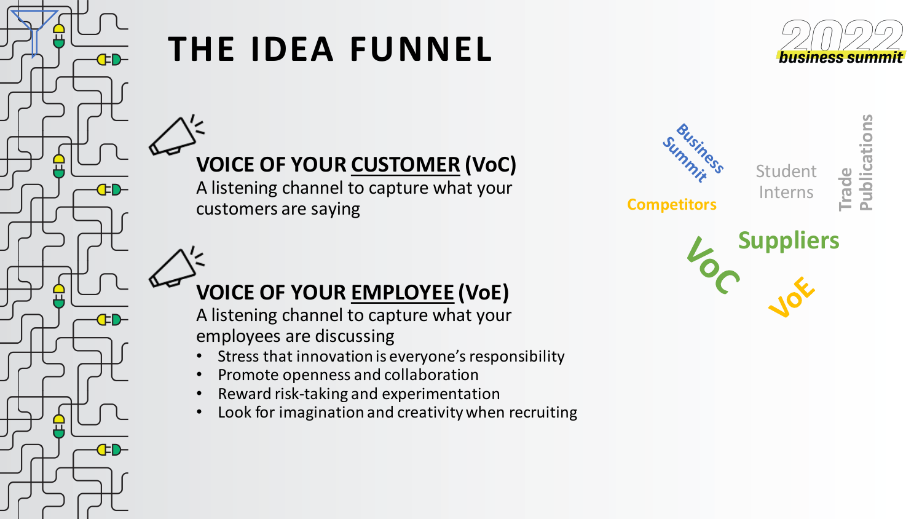# THE IDEA FUNNEL

2022 business summit

### VOICE OF YOUR <u>CUSTOMER</u> (VoC)

A listening channel to capture what your customers are saying

### VOICE OF YOUR <u>EMPLOYEE</u> (VoE)

A listening channel to capture what your employees are discussing

- Stress that innovation is everyone's responsibility
- Promote openness and collaboration
- Reward risk-taking and experimentation
- Look for imagination and creativity when recruiting

Business Summit
Student Interns
Trade Publications
Competitors
Suppliers
VoC
VoE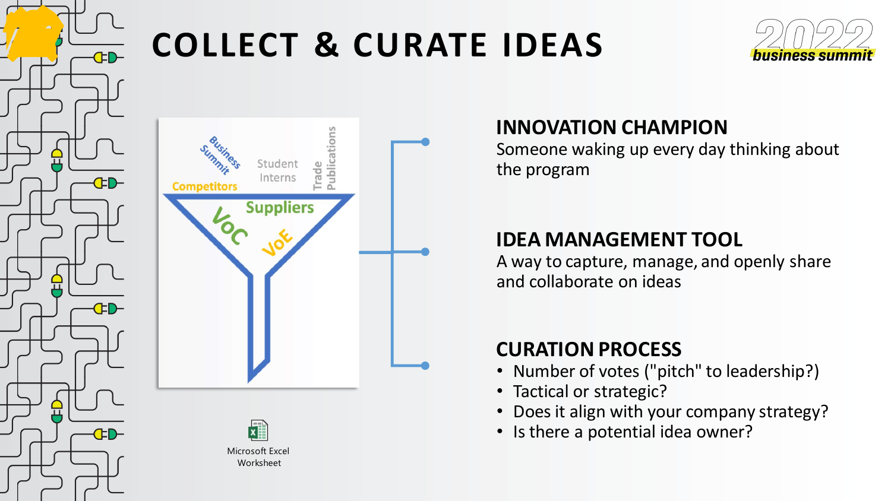# COLLECT & CURATE IDEAS

Business Summit

Student Interns

Trade Publications

Competitors

Suppliers

VoC

VoE

Microsoft Excel Worksheet

## INNOVATION CHAMPION

Someone waking up every day thinking about the program

## IDEA MANAGEMENT TOOL

A way to capture, manage, and openly share and collaborate on ideas

## CURATION PROCESS

- Number of votes ("pitch" to leadership?)
- Tactical or strategic?
- Does it align with your company strategy?
- Is there a potential idea owner?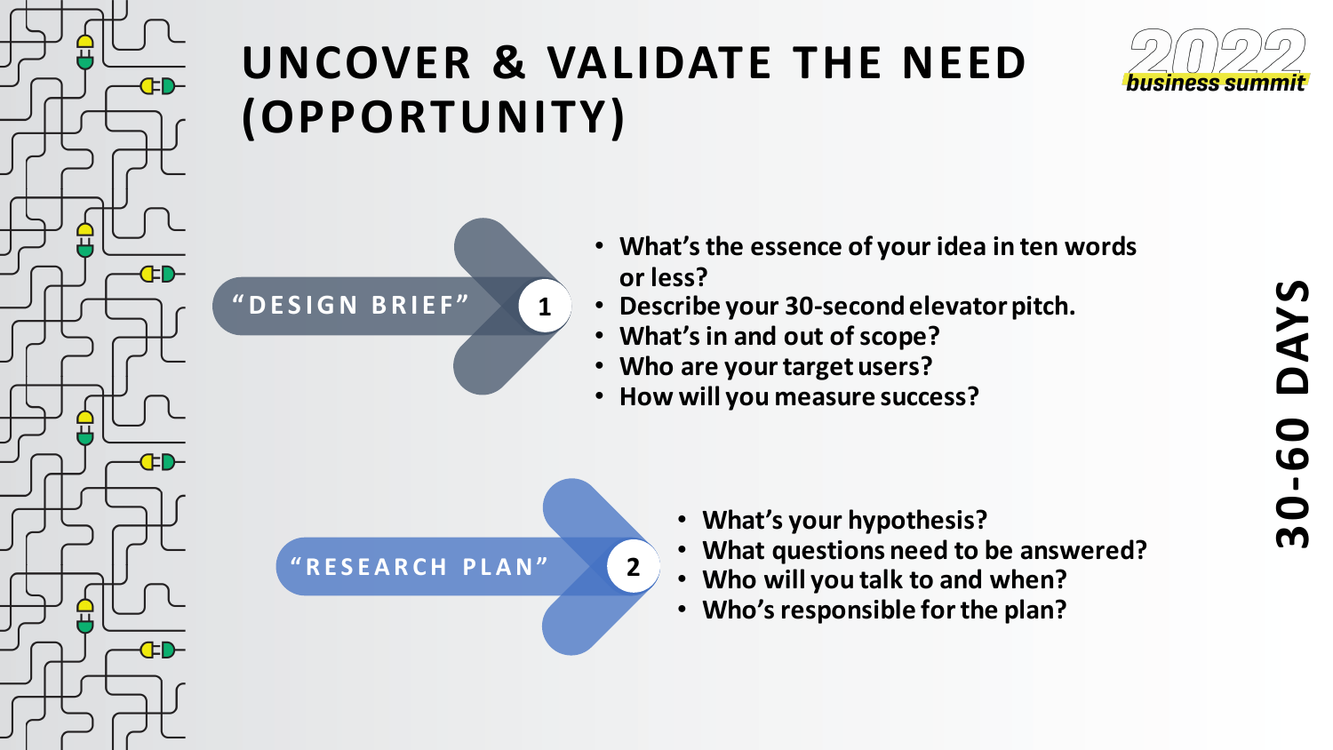# UNCOVER & VALIDATE THE NEED (OPPORTUNITY)

2022 business summit

30-60 DAYS

## 1 "DESIGN BRIEF"

- What's the essence of your idea in ten words or less?
- Describe your 30-second elevator pitch.
- What's in and out of scope?
- Who are your target users?
- How will you measure success?

## 2 "RESEARCH PLAN"

- What's your hypothesis?
- What questions need to be answered?
- Who will you talk to and when?
- Who's responsible for the plan?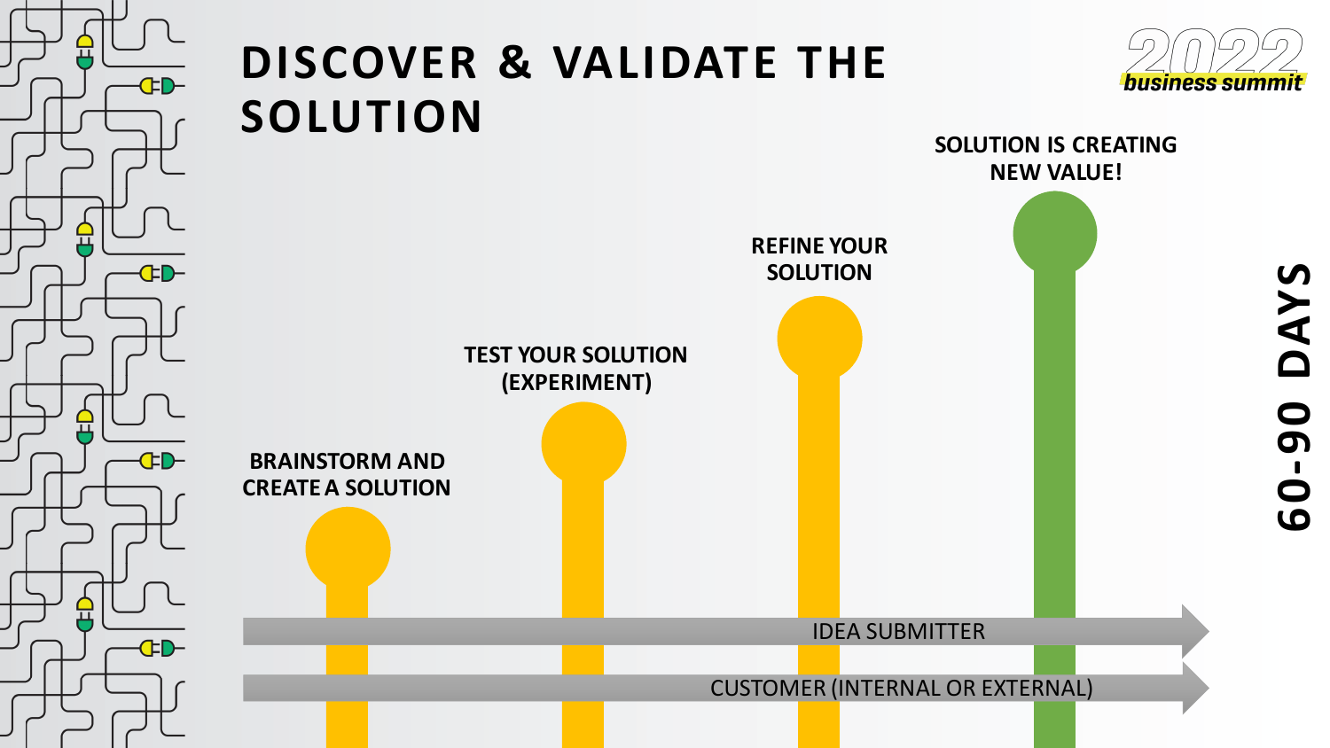# DISCOVER & VALIDATE THE SOLUTION

2022 business summit

BRAINSTORM AND CREATE A SOLUTION

TEST YOUR SOLUTION (EXPERIMENT)

REFINE YOUR SOLUTION

SOLUTION IS CREATING NEW VALUE!

IDEA SUBMITTER

CUSTOMER (INTERNAL OR EXTERNAL)

**60-90 DAYS**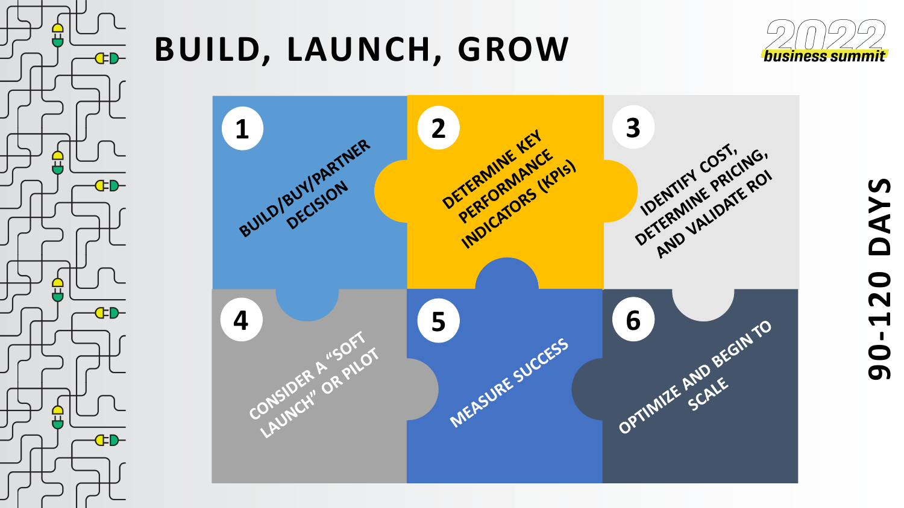# BUILD, LAUNCH, GROW

2022 business summit

1. BUILD/BUY/PARTNER DECISION
2. DETERMINE KEY PERFORMANCE INDICATORS (KPIs)
3. IDENTIFY COST, DETERMINE PRICING, AND VALIDATE ROI
4. CONSIDER A "SOFT LAUNCH" OR PILOT
5. MEASURE SUCCESS
6. OPTIMIZE AND BEGIN TO SCALE

**90-120 DAYS**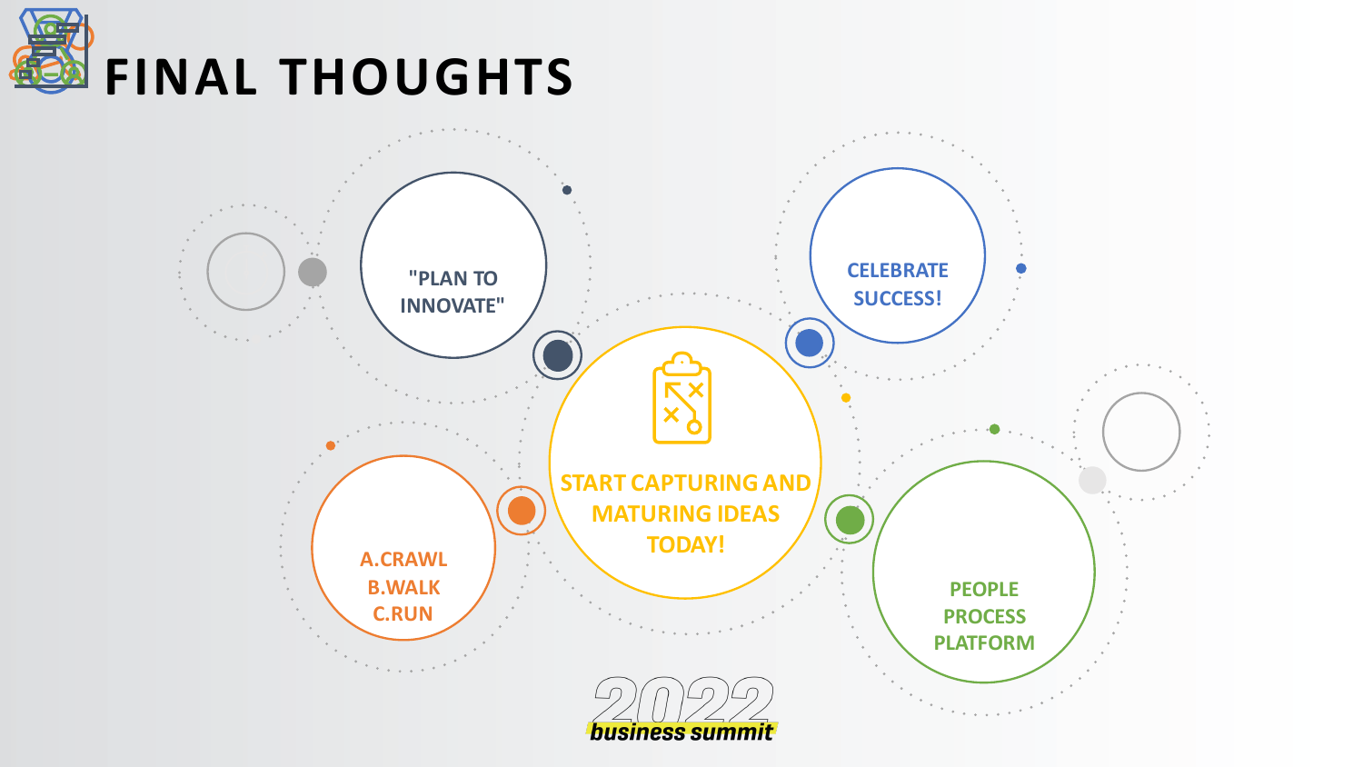# FINAL THOUGHTS

"PLAN TO INNOVATE"

CELEBRATE SUCCESS!

START CAPTURING AND MATURING IDEAS TODAY!

A.CRAWL
B.WALK
C.RUN

PEOPLE
PROCESS
PLATFORM

2022 business summit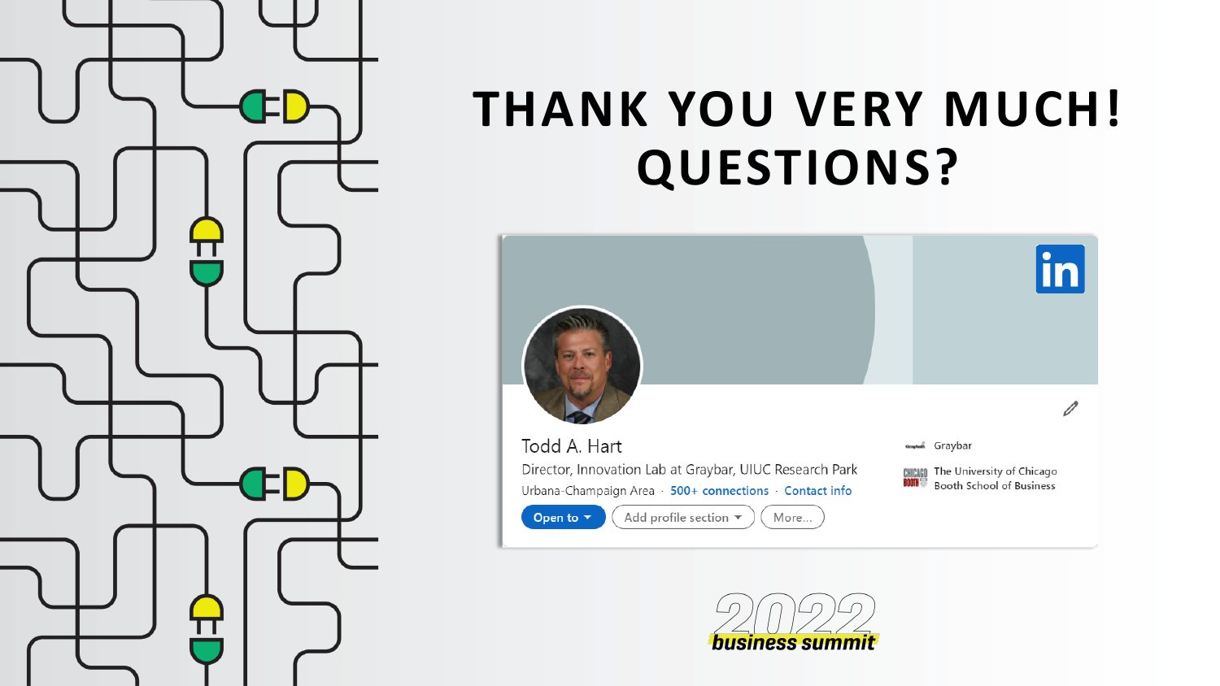# THANK YOU VERY MUCH!
# QUESTIONS?

Todd A. Hart

Director, Innovation Lab at Graybar, UIUC Research Park

Urbana-Champaign Area · 500+ connections · Contact info

Graybar

The University of Chicago Booth School of Business

2022 business summit